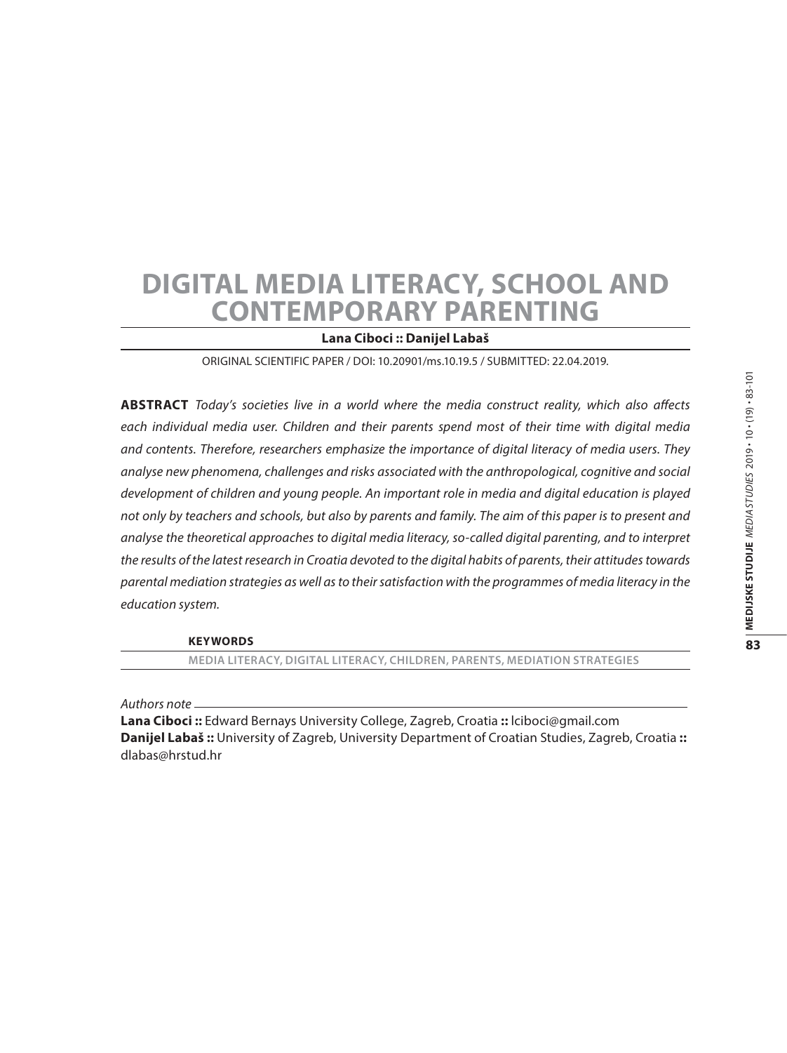# DIGITAL MEDIA LITERACY, SCHOOL AND CONTEMPORARY PARENTING

**Lana Ciboci :: Danijel Labaš**

ORIGINAL SCIENTIFIC PAPER / DOI: 10.20901/ms.10.19.5 / SUBMITTED: 22.04.2019.

**ABSTRACT** *Today's societies live in a world where the media construct reality, which also affects each individual media user. Children and their parents spend most of their time with digital media and contents. Therefore, researchers emphasize the importance of digital literacy of media users. They analyse new phenomena, challenges and risks associated with the anthropological, cognitive and social development of children and young people. An important role in media and digital education is played not only by teachers and schools, but also by parents and family. The aim of this paper is to present and analyse the theoretical approaches to digital media literacy, so-called digital parenting, and to interpret the results of the latest research in Croatia devoted to the digital habits of parents, their attitudes towards parental mediation strategies as well as to their satisfaction with the programmes of media literacy in the education system.*

**KEYWORDS**

MEDIA LITERACY, DIGITAL LITERACY, CHILDREN, PARENTS, MEDIATION STRATEGIES

*Authors note*

**Lana Ciboci ::** Edward Bernays University College, Zagreb, Croatia **::** lciboci@gmail.com

**Danijel Labaš ::** University of Zagreb, University Department of Croatian Studies, Zagreb, Croatia **::** dlabas@hrstud.hr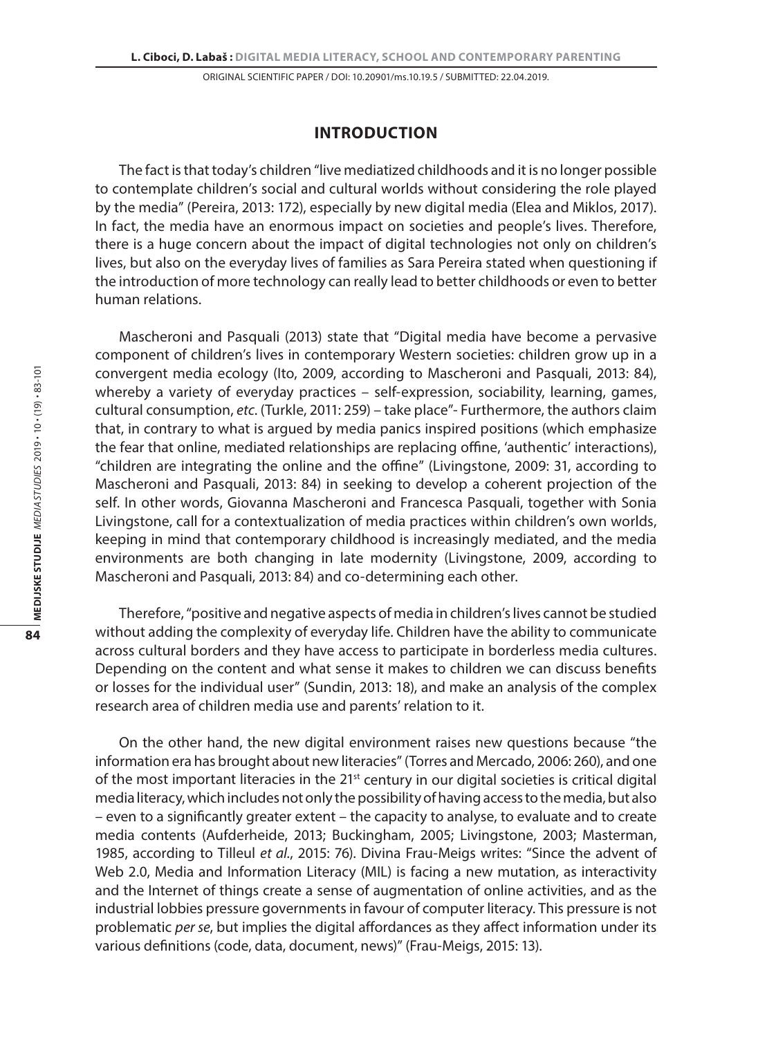## INTRODUCTION

The fact is that today's children "live mediatized childhoods and it is no longer possible to contemplate children's social and cultural worlds without considering the role played by the media" (Pereira, 2013: 172), especially by new digital media (Elea and Miklos, 2017). In fact, the media have an enormous impact on societies and people's lives. Therefore, there is a huge concern about the impact of digital technologies not only on children's lives, but also on the everyday lives of families as Sara Pereira stated when questioning if the introduction of more technology can really lead to better childhoods or even to better human relations.

Mascheroni and Pasquali (2013) state that "Digital media have become a pervasive component of children's lives in contemporary Western societies: children grow up in a convergent media ecology (Ito, 2009, according to Mascheroni and Pasquali, 2013: 84), whereby a variety of everyday practices – self-expression, sociability, learning, games, cultural consumption, *etc*. (Turkle, 2011: 259) – take place"- Furthermore, the authors claim that, in contrary to what is argued by media panics inspired positions (which emphasize the fear that online, mediated relationships are replacing offine, 'authentic' interactions), "children are integrating the online and the offine" (Livingstone, 2009: 31, according to Mascheroni and Pasquali, 2013: 84) in seeking to develop a coherent projection of the self. In other words, Giovanna Mascheroni and Francesca Pasquali, together with Sonia Livingstone, call for a contextualization of media practices within children's own worlds, keeping in mind that contemporary childhood is increasingly mediated, and the media environments are both changing in late modernity (Livingstone, 2009, according to Mascheroni and Pasquali, 2013: 84) and co-determining each other.

Therefore, "positive and negative aspects of media in children's lives cannot be studied without adding the complexity of everyday life. Children have the ability to communicate across cultural borders and they have access to participate in borderless media cultures. Depending on the content and what sense it makes to children we can discuss benefits or losses for the individual user" (Sundin, 2013: 18), and make an analysis of the complex research area of children media use and parents' relation to it.

On the other hand, the new digital environment raises new questions because "the information era has brought about new literacies" (Torres and Mercado, 2006: 260), and one of the most important literacies in the 21st century in our digital societies is critical digital media literacy, which includes not only the possibility of having access to the media, but also – even to a significantly greater extent – the capacity to analyse, to evaluate and to create media contents (Aufderheide, 2013; Buckingham, 2005; Livingstone, 2003; Masterman, 1985, according to Tilleul *et al*., 2015: 76). Divina Frau-Meigs writes: "Since the advent of Web 2.0, Media and Information Literacy (MIL) is facing a new mutation, as interactivity and the Internet of things create a sense of augmentation of online activities, and as the industrial lobbies pressure governments in favour of computer literacy. This pressure is not problematic *per se*, but implies the digital affordances as they affect information under its various definitions (code, data, document, news)" (Frau-Meigs, 2015: 13).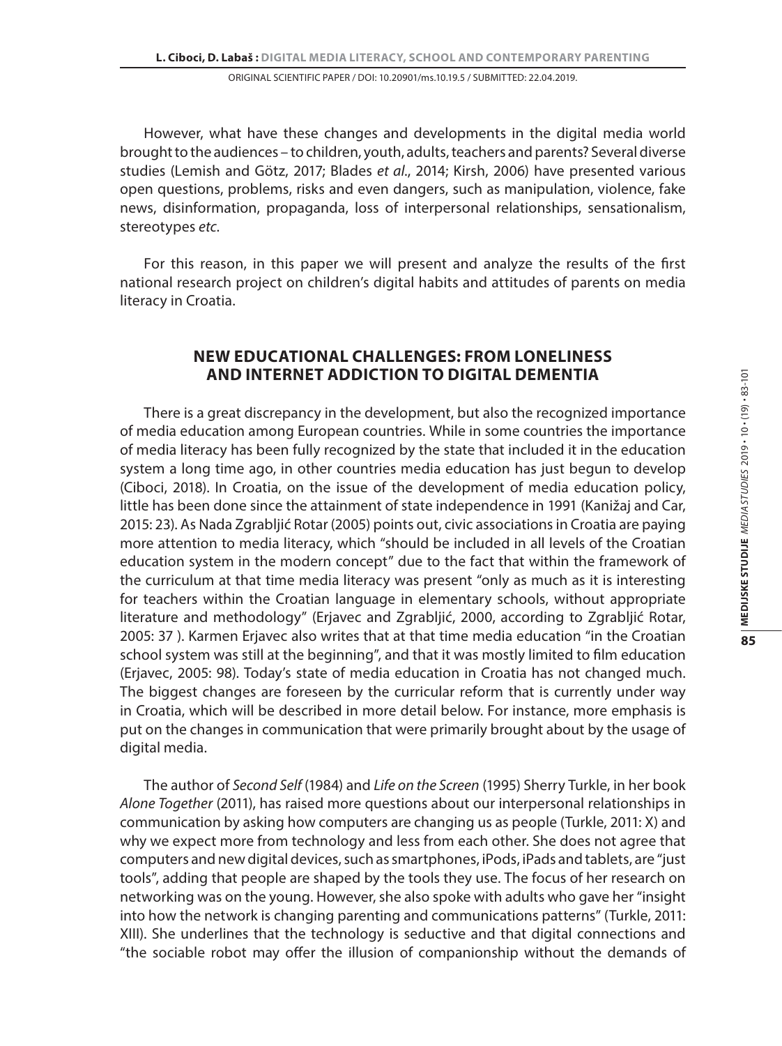However, what have these changes and developments in the digital media world brought to the audiences – to children, youth, adults, teachers and parents? Several diverse studies (Lemish and Götz, 2017; Blades *et al.*, 2014; Kirsh, 2006) have presented various open questions, problems, risks and even dangers, such as manipulation, violence, fake news, disinformation, propaganda, loss of interpersonal relationships, sensationalism, stereotypes *etc.*

For this reason, in this paper we will present and analyze the results of the first national research project on children's digital habits and attitudes of parents on media literacy in Croatia.

## NEW EDUCATIONAL CHALLENGES: FROM LONELINESS AND INTERNET ADDICTION TO DIGITAL DEMENTIA

There is a great discrepancy in the development, but also the recognized importance of media education among European countries. While in some countries the importance of media literacy has been fully recognized by the state that included it in the education system a long time ago, in other countries media education has just begun to develop (Ciboci, 2018). In Croatia, on the issue of the development of media education policy, little has been done since the attainment of state independence in 1991 (Kanižaj and Car, 2015: 23). As Nada Zgrabljić Rotar (2005) points out, civic associations in Croatia are paying more attention to media literacy, which "should be included in all levels of the Croatian education system in the modern concept" due to the fact that within the framework of the curriculum at that time media literacy was present "only as much as it is interesting for teachers within the Croatian language in elementary schools, without appropriate literature and methodology" (Erjavec and Zgrabljić, 2000, according to Zgrabljić Rotar, 2005: 37 ). Karmen Erjavec also writes that at that time media education "in the Croatian school system was still at the beginning", and that it was mostly limited to film education (Erjavec, 2005: 98). Today's state of media education in Croatia has not changed much. The biggest changes are foreseen by the curricular reform that is currently under way in Croatia, which will be described in more detail below. For instance, more emphasis is put on the changes in communication that were primarily brought about by the usage of digital media.

The author of *Second Self* (1984) and *Life on the Screen* (1995) Sherry Turkle, in her book *Alone Together* (2011), has raised more questions about our interpersonal relationships in communication by asking how computers are changing us as people (Turkle, 2011: X) and why we expect more from technology and less from each other. She does not agree that computers and new digital devices, such as smartphones, iPods, iPads and tablets, are "just tools", adding that people are shaped by the tools they use. The focus of her research on networking was on the young. However, she also spoke with adults who gave her "insight into how the network is changing parenting and communications patterns" (Turkle, 2011: XIII). She underlines that the technology is seductive and that digital connections and "the sociable robot may offer the illusion of companionship without the demands of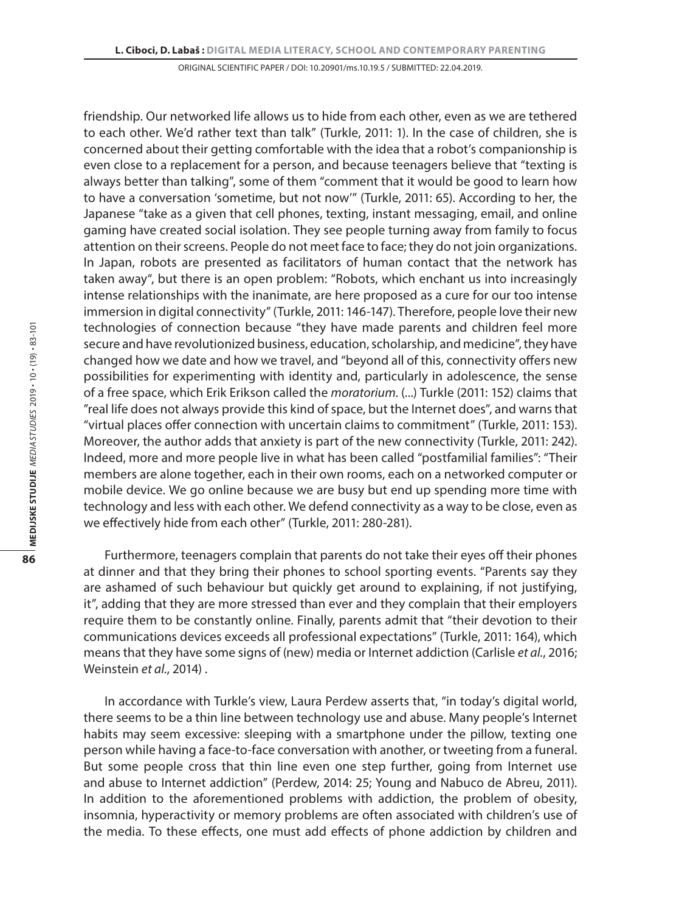friendship. Our networked life allows us to hide from each other, even as we are tethered to each other. We'd rather text than talk" (Turkle, 2011: 1). In the case of children, she is concerned about their getting comfortable with the idea that a robot's companionship is even close to a replacement for a person, and because teenagers believe that "texting is always better than talking", some of them "comment that it would be good to learn how to have a conversation 'sometime, but not now'" (Turkle, 2011: 65). According to her, the Japanese "take as a given that cell phones, texting, instant messaging, email, and online gaming have created social isolation. They see people turning away from family to focus attention on their screens. People do not meet face to face; they do not join organizations. In Japan, robots are presented as facilitators of human contact that the network has taken away", but there is an open problem: "Robots, which enchant us into increasingly intense relationships with the inanimate, are here proposed as a cure for our too intense immersion in digital connectivity" (Turkle, 2011: 146-147). Therefore, people love their new technologies of connection because "they have made parents and children feel more secure and have revolutionized business, education, scholarship, and medicine", they have changed how we date and how we travel, and "beyond all of this, connectivity offers new possibilities for experimenting with identity and, particularly in adolescence, the sense of a free space, which Erik Erikson called the *moratorium*. (...) Turkle (2011: 152) claims that "real life does not always provide this kind of space, but the Internet does", and warns that "virtual places offer connection with uncertain claims to commitment" (Turkle, 2011: 153). Moreover, the author adds that anxiety is part of the new connectivity (Turkle, 2011: 242). Indeed, more and more people live in what has been called "postfamilial families": "Their members are alone together, each in their own rooms, each on a networked computer or mobile device. We go online because we are busy but end up spending more time with technology and less with each other. We defend connectivity as a way to be close, even as we effectively hide from each other" (Turkle, 2011: 280-281).

Furthermore, teenagers complain that parents do not take their eyes off their phones at dinner and that they bring their phones to school sporting events. "Parents say they are ashamed of such behaviour but quickly get around to explaining, if not justifying, it", adding that they are more stressed than ever and they complain that their employers require them to be constantly online. Finally, parents admit that "their devotion to their communications devices exceeds all professional expectations" (Turkle, 2011: 164), which means that they have some signs of (new) media or Internet addiction (Carlisle *et al.*, 2016; Weinstein *et al.*, 2014) .

In accordance with Turkle's view, Laura Perdew asserts that, "in today's digital world, there seems to be a thin line between technology use and abuse. Many people's Internet habits may seem excessive: sleeping with a smartphone under the pillow, texting one person while having a face-to-face conversation with another, or tweeting from a funeral. But some people cross that thin line even one step further, going from Internet use and abuse to Internet addiction" (Perdew, 2014: 25; Young and Nabuco de Abreu, 2011). In addition to the aforementioned problems with addiction, the problem of obesity, insomnia, hyperactivity or memory problems are often associated with children's use of the media. To these effects, one must add effects of phone addiction by children and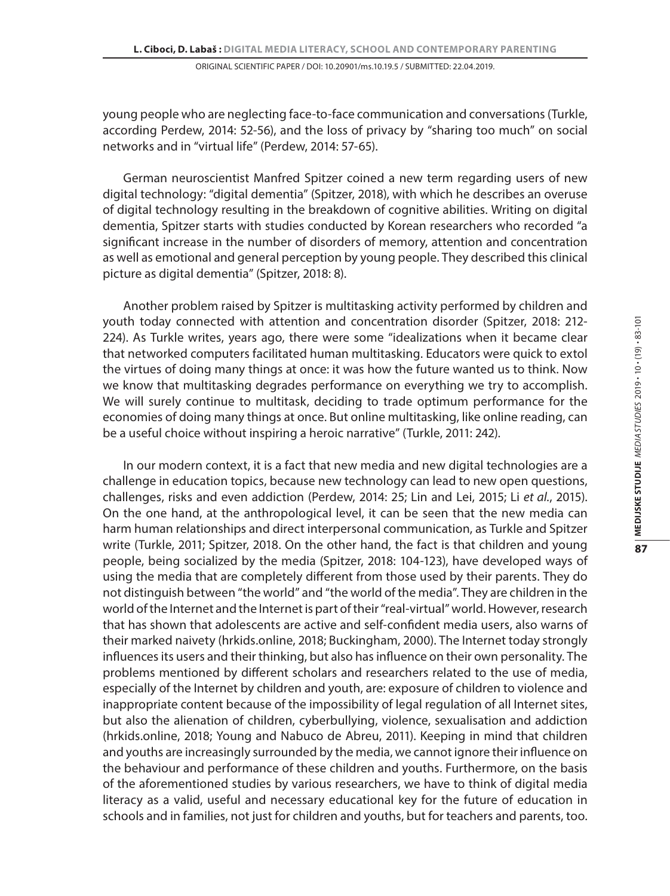young people who are neglecting face-to-face communication and conversations (Turkle, according Perdew, 2014: 52-56), and the loss of privacy by "sharing too much" on social networks and in "virtual life" (Perdew, 2014: 57-65).

German neuroscientist Manfred Spitzer coined a new term regarding users of new digital technology: "digital dementia" (Spitzer, 2018), with which he describes an overuse of digital technology resulting in the breakdown of cognitive abilities. Writing on digital dementia, Spitzer starts with studies conducted by Korean researchers who recorded "a significant increase in the number of disorders of memory, attention and concentration as well as emotional and general perception by young people. They described this clinical picture as digital dementia" (Spitzer, 2018: 8).

Another problem raised by Spitzer is multitasking activity performed by children and youth today connected with attention and concentration disorder (Spitzer, 2018: 212-224). As Turkle writes, years ago, there were some "idealizations when it became clear that networked computers facilitated human multitasking. Educators were quick to extol the virtues of doing many things at once: it was how the future wanted us to think. Now we know that multitasking degrades performance on everything we try to accomplish. We will surely continue to multitask, deciding to trade optimum performance for the economies of doing many things at once. But online multitasking, like online reading, can be a useful choice without inspiring a heroic narrative" (Turkle, 2011: 242).

In our modern context, it is a fact that new media and new digital technologies are a challenge in education topics, because new technology can lead to new open questions, challenges, risks and even addiction (Perdew, 2014: 25; Lin and Lei, 2015; Li *et al.*, 2015). On the one hand, at the anthropological level, it can be seen that the new media can harm human relationships and direct interpersonal communication, as Turkle and Spitzer write (Turkle, 2011; Spitzer, 2018. On the other hand, the fact is that children and young people, being socialized by the media (Spitzer, 2018: 104-123), have developed ways of using the media that are completely different from those used by their parents. They do not distinguish between "the world" and "the world of the media". They are children in the world of the Internet and the Internet is part of their "real-virtual" world. However, research that has shown that adolescents are active and self-confident media users, also warns of their marked naivety (hrkids.online, 2018; Buckingham, 2000). The Internet today strongly influences its users and their thinking, but also has influence on their own personality. The problems mentioned by different scholars and researchers related to the use of media, especially of the Internet by children and youth, are: exposure of children to violence and inappropriate content because of the impossibility of legal regulation of all Internet sites, but also the alienation of children, cyberbullying, violence, sexualisation and addiction (hrkids.online, 2018; Young and Nabuco de Abreu, 2011). Keeping in mind that children and youths are increasingly surrounded by the media, we cannot ignore their influence on the behaviour and performance of these children and youths. Furthermore, on the basis of the aforementioned studies by various researchers, we have to think of digital media literacy as a valid, useful and necessary educational key for the future of education in schools and in families, not just for children and youths, but for teachers and parents, too.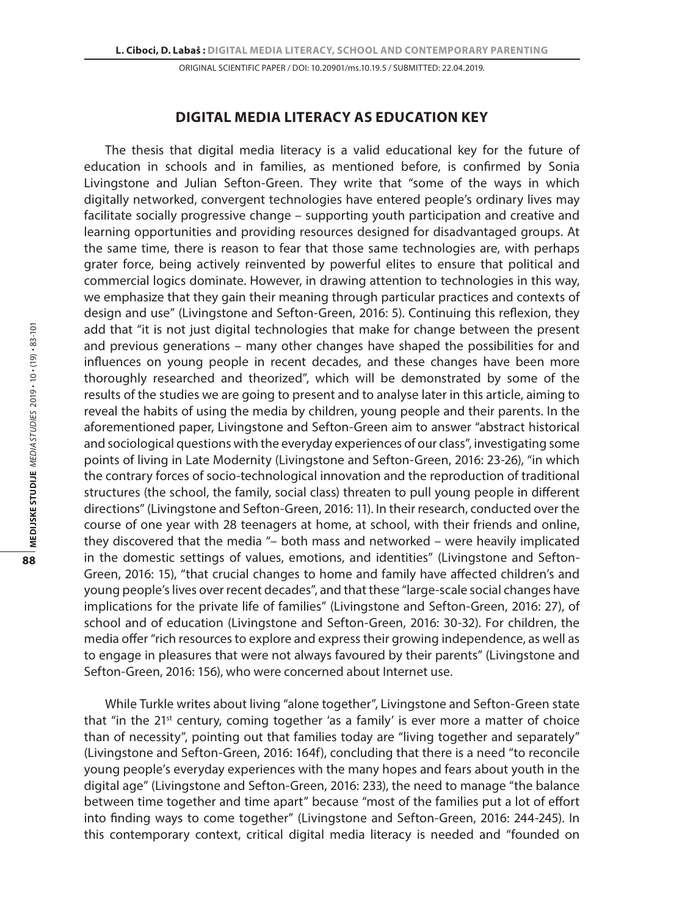## DIGITAL MEDIA LITERACY AS EDUCATION KEY

The thesis that digital media literacy is a valid educational key for the future of education in schools and in families, as mentioned before, is confirmed by Sonia Livingstone and Julian Sefton-Green. They write that "some of the ways in which digitally networked, convergent technologies have entered people's ordinary lives may facilitate socially progressive change – supporting youth participation and creative and learning opportunities and providing resources designed for disadvantaged groups. At the same time, there is reason to fear that those same technologies are, with perhaps grater force, being actively reinvented by powerful elites to ensure that political and commercial logics dominate. However, in drawing attention to technologies in this way, we emphasize that they gain their meaning through particular practices and contexts of design and use" (Livingstone and Sefton-Green, 2016: 5). Continuing this reflexion, they add that "it is not just digital technologies that make for change between the present and previous generations – many other changes have shaped the possibilities for and influences on young people in recent decades, and these changes have been more thoroughly researched and theorized", which will be demonstrated by some of the results of the studies we are going to present and to analyse later in this article, aiming to reveal the habits of using the media by children, young people and their parents. In the aforementioned paper, Livingstone and Sefton-Green aim to answer "abstract historical and sociological questions with the everyday experiences of our class", investigating some points of living in Late Modernity (Livingstone and Sefton-Green, 2016: 23-26), "in which the contrary forces of socio-technological innovation and the reproduction of traditional structures (the school, the family, social class) threaten to pull young people in different directions" (Livingstone and Sefton-Green, 2016: 11). In their research, conducted over the course of one year with 28 teenagers at home, at school, with their friends and online, they discovered that the media "– both mass and networked – were heavily implicated in the domestic settings of values, emotions, and identities" (Livingstone and Sefton-Green, 2016: 15), "that crucial changes to home and family have affected children's and young people's lives over recent decades", and that these "large-scale social changes have implications for the private life of families" (Livingstone and Sefton-Green, 2016: 27), of school and of education (Livingstone and Sefton-Green, 2016: 30-32). For children, the media offer "rich resources to explore and express their growing independence, as well as to engage in pleasures that were not always favoured by their parents" (Livingstone and Sefton-Green, 2016: 156), who were concerned about Internet use.

While Turkle writes about living "alone together", Livingstone and Sefton-Green state that "in the 21st century, coming together 'as a family' is ever more a matter of choice than of necessity", pointing out that families today are "living together and separately" (Livingstone and Sefton-Green, 2016: 164f), concluding that there is a need "to reconcile young people's everyday experiences with the many hopes and fears about youth in the digital age" (Livingstone and Sefton-Green, 2016: 233), the need to manage "the balance between time together and time apart" because "most of the families put a lot of effort into finding ways to come together" (Livingstone and Sefton-Green, 2016: 244-245). In this contemporary context, critical digital media literacy is needed and "founded on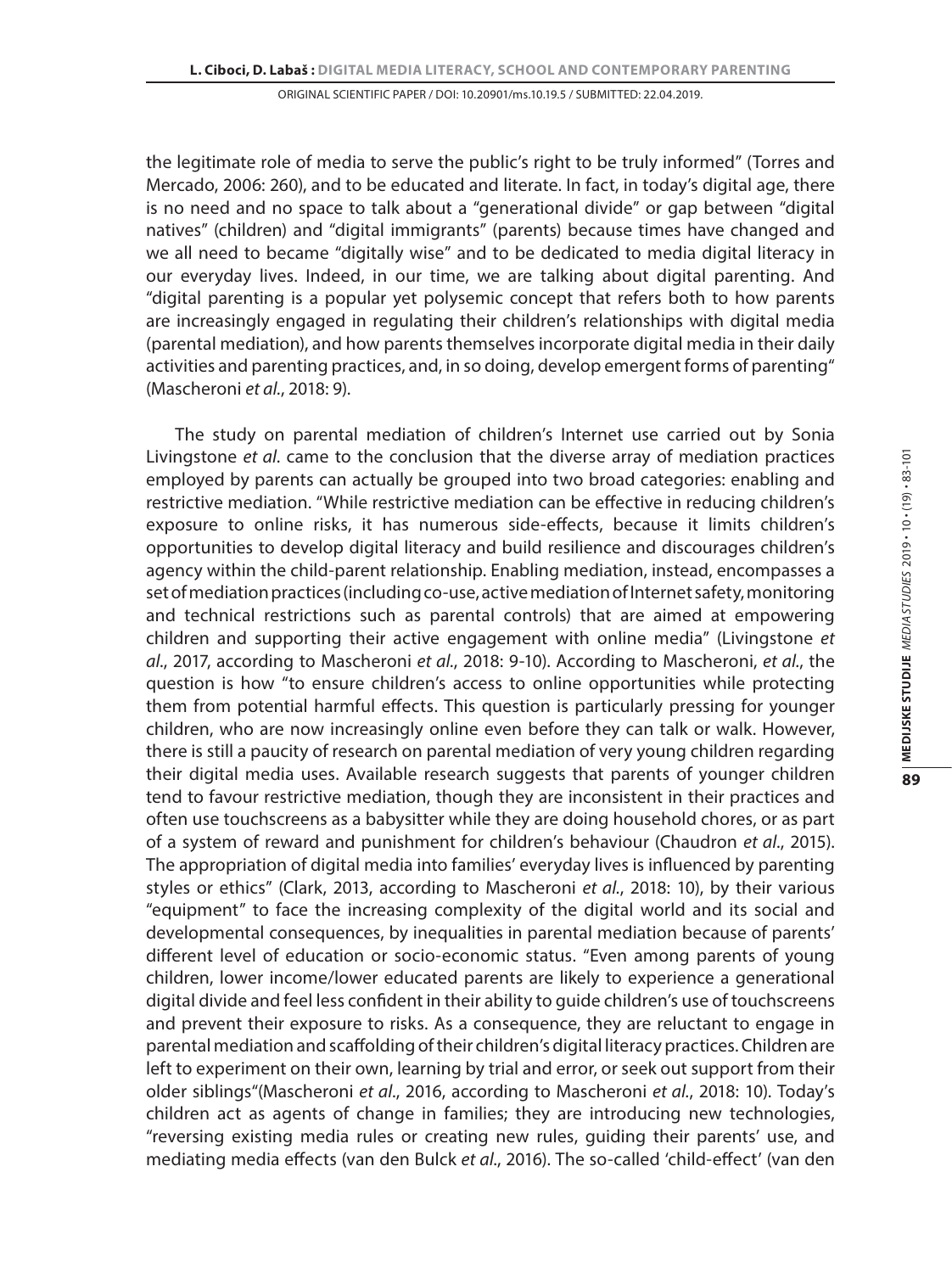the legitimate role of media to serve the public's right to be truly informed" (Torres and Mercado, 2006: 260), and to be educated and literate. In fact, in today's digital age, there is no need and no space to talk about a "generational divide" or gap between "digital natives" (children) and "digital immigrants" (parents) because times have changed and we all need to became "digitally wise" and to be dedicated to media digital literacy in our everyday lives. Indeed, in our time, we are talking about digital parenting. And "digital parenting is a popular yet polysemic concept that refers both to how parents are increasingly engaged in regulating their children's relationships with digital media (parental mediation), and how parents themselves incorporate digital media in their daily activities and parenting practices, and, in so doing, develop emergent forms of parenting" (Mascheroni *et al*., 2018: 9).

The study on parental mediation of children's Internet use carried out by Sonia Livingstone *et al*. came to the conclusion that the diverse array of mediation practices employed by parents can actually be grouped into two broad categories: enabling and restrictive mediation. "While restrictive mediation can be effective in reducing children's exposure to online risks, it has numerous side-effects, because it limits children's opportunities to develop digital literacy and build resilience and discourages children's agency within the child-parent relationship. Enabling mediation, instead, encompasses a set of mediation practices (including co-use, active mediation of Internet safety, monitoring and technical restrictions such as parental controls) that are aimed at empowering children and supporting their active engagement with online media" (Livingstone *et al*., 2017, according to Mascheroni *et al*., 2018: 9-10). According to Mascheroni, *et al*., the question is how "to ensure children's access to online opportunities while protecting them from potential harmful effects. This question is particularly pressing for younger children, who are now increasingly online even before they can talk or walk. However, there is still a paucity of research on parental mediation of very young children regarding their digital media uses. Available research suggests that parents of younger children tend to favour restrictive mediation, though they are inconsistent in their practices and often use touchscreens as a babysitter while they are doing household chores, or as part of a system of reward and punishment for children's behaviour (Chaudron *et al*., 2015). The appropriation of digital media into families' everyday lives is influenced by parenting styles or ethics" (Clark, 2013, according to Mascheroni *et al*., 2018: 10), by their various "equipment" to face the increasing complexity of the digital world and its social and developmental consequences, by inequalities in parental mediation because of parents' different level of education or socio-economic status. "Even among parents of young children, lower income/lower educated parents are likely to experience a generational digital divide and feel less confident in their ability to guide children's use of touchscreens and prevent their exposure to risks. As a consequence, they are reluctant to engage in parental mediation and scaffolding of their children's digital literacy practices. Children are left to experiment on their own, learning by trial and error, or seek out support from their older siblings"(Mascheroni *et al*., 2016, according to Mascheroni *et al*., 2018: 10). Today's children act as agents of change in families; they are introducing new technologies, "reversing existing media rules or creating new rules, guiding their parents' use, and mediating media effects (van den Bulck *et al*., 2016). The so-called 'child-effect' (van den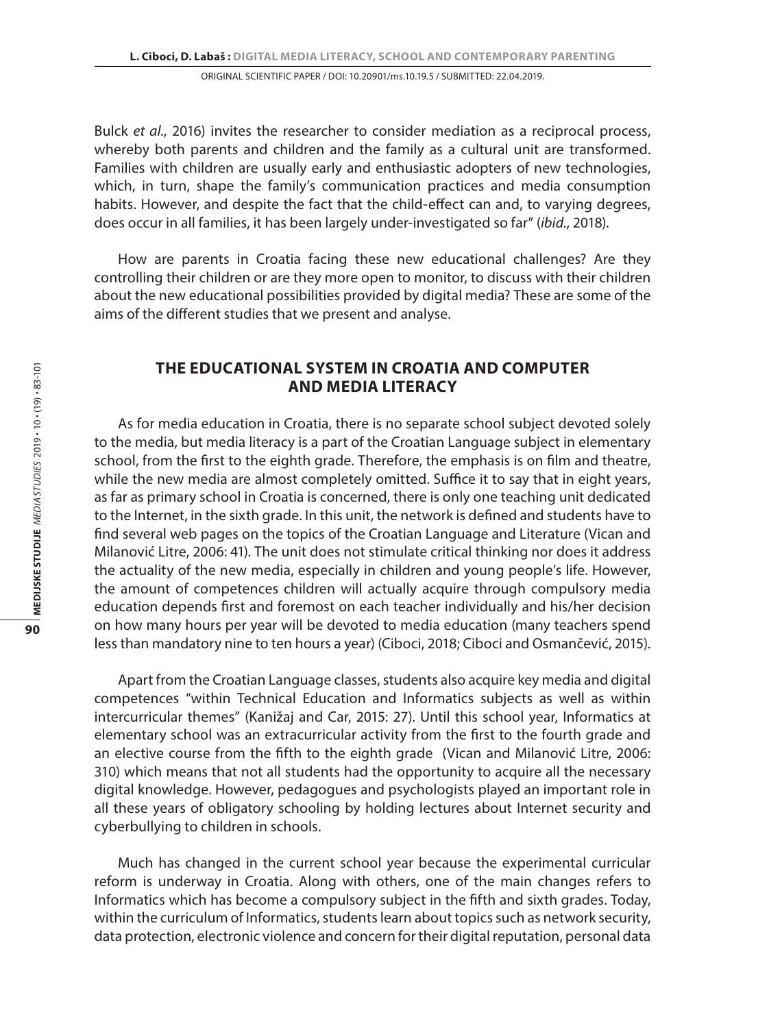Bulck *et al.*, 2016) invites the researcher to consider mediation as a reciprocal process, whereby both parents and children and the family as a cultural unit are transformed. Families with children are usually early and enthusiastic adopters of new technologies, which, in turn, shape the family's communication practices and media consumption habits. However, and despite the fact that the child-effect can and, to varying degrees, does occur in all families, it has been largely under-investigated so far" (*ibid.*, 2018).

How are parents in Croatia facing these new educational challenges? Are they controlling their children or are they more open to monitor, to discuss with their children about the new educational possibilities provided by digital media? These are some of the aims of the different studies that we present and analyse.

## THE EDUCATIONAL SYSTEM IN CROATIA AND COMPUTER AND MEDIA LITERACY

As for media education in Croatia, there is no separate school subject devoted solely to the media, but media literacy is a part of the Croatian Language subject in elementary school, from the first to the eighth grade. Therefore, the emphasis is on film and theatre, while the new media are almost completely omitted. Suffice it to say that in eight years, as far as primary school in Croatia is concerned, there is only one teaching unit dedicated to the Internet, in the sixth grade. In this unit, the network is defined and students have to find several web pages on the topics of the Croatian Language and Literature (Vican and Milanović Litre, 2006: 41). The unit does not stimulate critical thinking nor does it address the actuality of the new media, especially in children and young people's life. However, the amount of competences children will actually acquire through compulsory media education depends first and foremost on each teacher individually and his/her decision on how many hours per year will be devoted to media education (many teachers spend less than mandatory nine to ten hours a year) (Ciboci, 2018; Ciboci and Osmančević, 2015).

Apart from the Croatian Language classes, students also acquire key media and digital competences "within Technical Education and Informatics subjects as well as within intercurricular themes" (Kanižaj and Car, 2015: 27). Until this school year, Informatics at elementary school was an extracurricular activity from the first to the fourth grade and an elective course from the fifth to the eighth grade (Vican and Milanović Litre, 2006: 310) which means that not all students had the opportunity to acquire all the necessary digital knowledge. However, pedagogues and psychologists played an important role in all these years of obligatory schooling by holding lectures about Internet security and cyberbullying to children in schools.

Much has changed in the current school year because the experimental curricular reform is underway in Croatia. Along with others, one of the main changes refers to Informatics which has become a compulsory subject in the fifth and sixth grades. Today, within the curriculum of Informatics, students learn about topics such as network security, data protection, electronic violence and concern for their digital reputation, personal data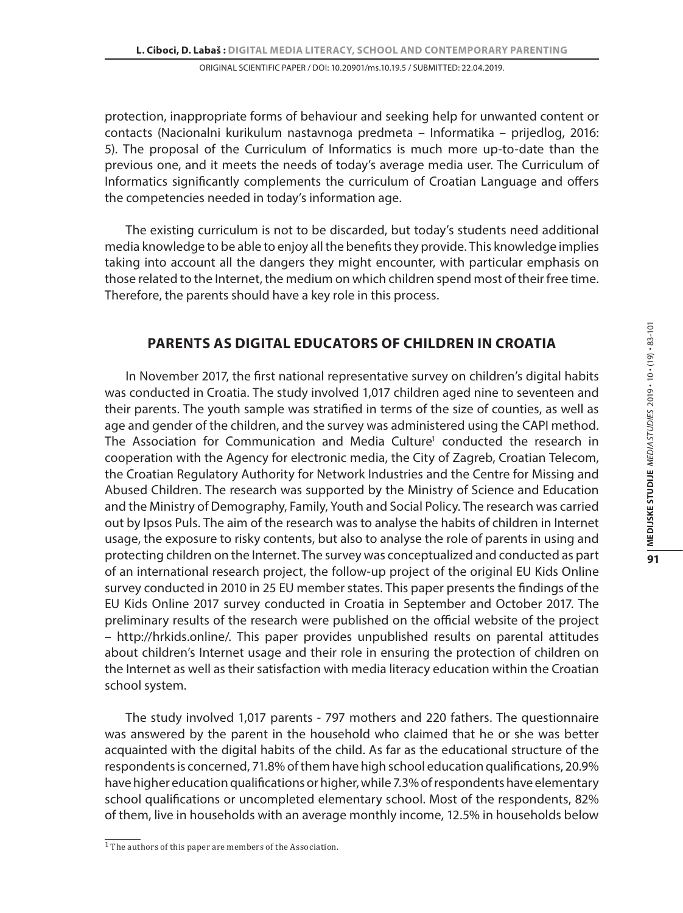protection, inappropriate forms of behaviour and seeking help for unwanted content or contacts (Nacionalni kurikulum nastavnoga predmeta – Informatika – prijedlog, 2016: 5). The proposal of the Curriculum of Informatics is much more up-to-date than the previous one, and it meets the needs of today's average media user. The Curriculum of Informatics significantly complements the curriculum of Croatian Language and offers the competencies needed in today's information age.

The existing curriculum is not to be discarded, but today's students need additional media knowledge to be able to enjoy all the benefits they provide. This knowledge implies taking into account all the dangers they might encounter, with particular emphasis on those related to the Internet, the medium on which children spend most of their free time. Therefore, the parents should have a key role in this process.

## PARENTS AS DIGITAL EDUCATORS OF CHILDREN IN CROATIA

In November 2017, the first national representative survey on children's digital habits was conducted in Croatia. The study involved 1,017 children aged nine to seventeen and their parents. The youth sample was stratified in terms of the size of counties, as well as age and gender of the children, and the survey was administered using the CAPI method. The Association for Communication and Media Culture[1] conducted the research in cooperation with the Agency for electronic media, the City of Zagreb, Croatian Telecom, the Croatian Regulatory Authority for Network Industries and the Centre for Missing and Abused Children. The research was supported by the Ministry of Science and Education and the Ministry of Demography, Family, Youth and Social Policy. The research was carried out by Ipsos Puls. The aim of the research was to analyse the habits of children in Internet usage, the exposure to risky contents, but also to analyse the role of parents in using and protecting children on the Internet. The survey was conceptualized and conducted as part of an international research project, the follow-up project of the original EU Kids Online survey conducted in 2010 in 25 EU member states. This paper presents the findings of the EU Kids Online 2017 survey conducted in Croatia in September and October 2017. The preliminary results of the research were published on the official website of the project – http://hrkids.online/. This paper provides unpublished results on parental attitudes about children's Internet usage and their role in ensuring the protection of children on the Internet as well as their satisfaction with media literacy education within the Croatian school system.

The study involved 1,017 parents - 797 mothers and 220 fathers. The questionnaire was answered by the parent in the household who claimed that he or she was better acquainted with the digital habits of the child. As far as the educational structure of the respondents is concerned, 71.8% of them have high school education qualifications, 20.9% have higher education qualifications or higher, while 7.3% of respondents have elementary school qualifications or uncompleted elementary school. Most of the respondents, 82% of them, live in households with an average monthly income, 12.5% in households below

[1] The authors of this paper are members of the Association.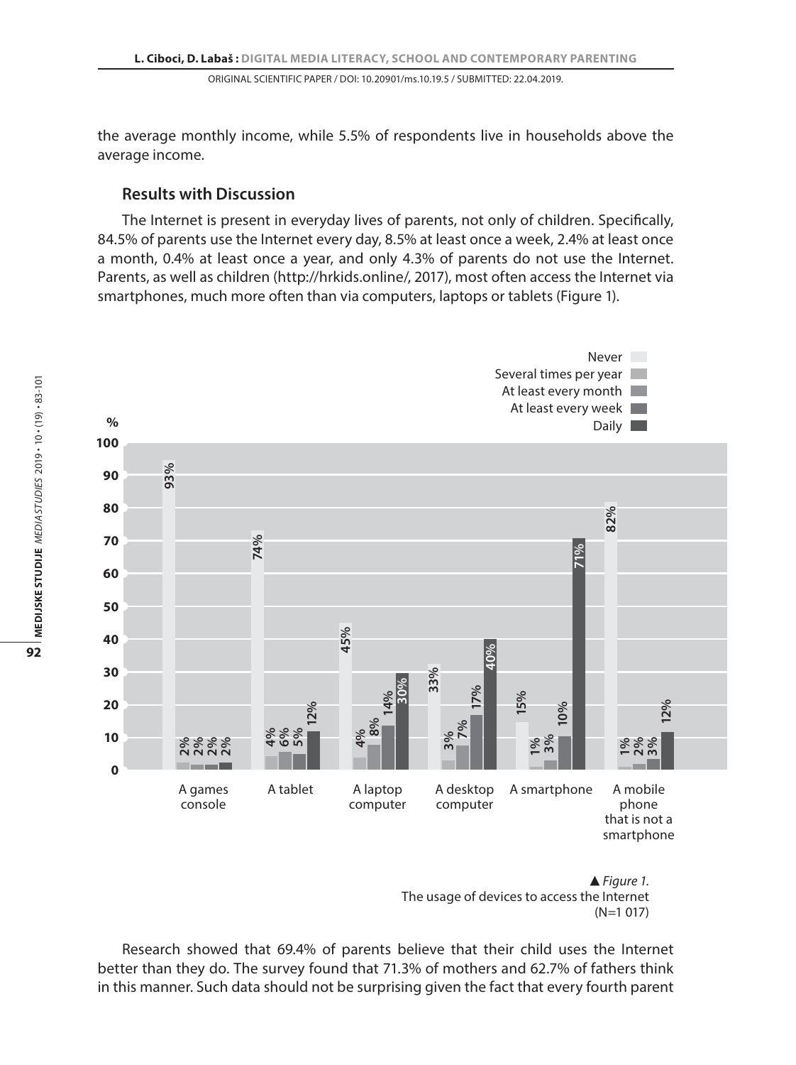the average monthly income, while 5.5% of respondents live in households above the average income.

### Results with Discussion

The Internet is present in everyday lives of parents, not only of children. Specifically, 84.5% of parents use the Internet every day, 8.5% at least once a week, 2.4% at least once a month, 0.4% at least once a year, and only 4.3% of parents do not use the Internet. Parents, as well as children (http://hrkids.online/, 2017), most often access the Internet via smartphones, much more often than via computers, laptops or tablets (Figure 1).

| Device | Never | Several times per year | At least every month | At least every week | Daily |
|---|---|---|---|---|---|
| A games console | 93% | 2% | 2% | 2% | 2% |
| A tablet | 74% | 4% | 6% | 5% | 12% |
| A laptop computer | 45% | 4% | 8% | 14% | 30% |
| A desktop computer | 33% | 3% | 7% | 17% | 40% |
| A smartphone | 15% | 1% | 3% | 10% | 71% |
| A mobile phone that is not a smartphone | 82% | 1% | 2% | 3% | 12% |

▲ *Figure 1.*
The usage of devices to access the Internet (N=1 017)

Research showed that 69.4% of parents believe that their child uses the Internet better than they do. The survey found that 71.3% of mothers and 62.7% of fathers think in this manner. Such data should not be surprising given the fact that every fourth parent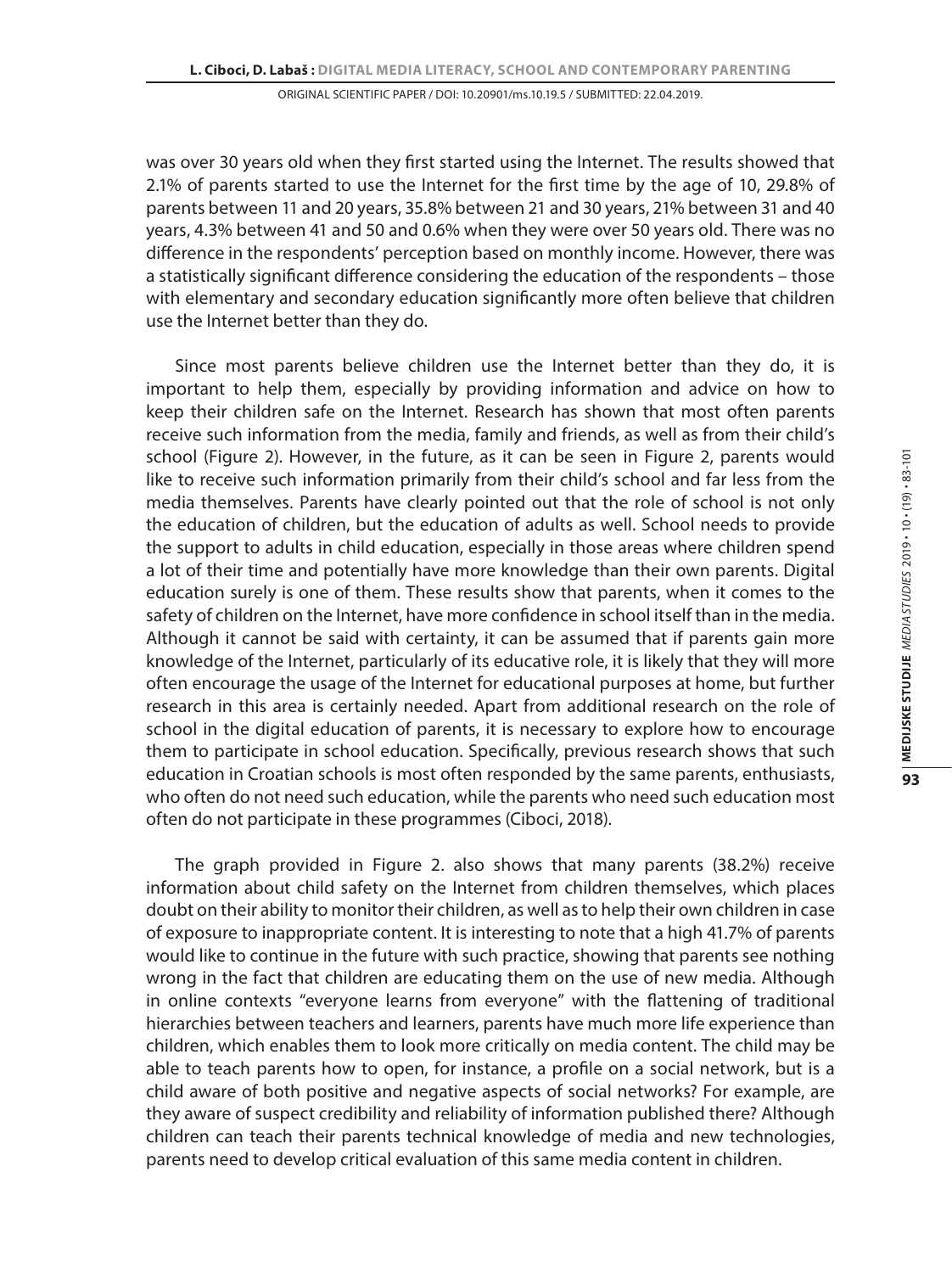was over 30 years old when they first started using the Internet. The results showed that 2.1% of parents started to use the Internet for the first time by the age of 10, 29.8% of parents between 11 and 20 years, 35.8% between 21 and 30 years, 21% between 31 and 40 years, 4.3% between 41 and 50 and 0.6% when they were over 50 years old. There was no difference in the respondents' perception based on monthly income. However, there was a statistically significant difference considering the education of the respondents – those with elementary and secondary education significantly more often believe that children use the Internet better than they do.

Since most parents believe children use the Internet better than they do, it is important to help them, especially by providing information and advice on how to keep their children safe on the Internet. Research has shown that most often parents receive such information from the media, family and friends, as well as from their child's school (Figure 2). However, in the future, as it can be seen in Figure 2, parents would like to receive such information primarily from their child's school and far less from the media themselves. Parents have clearly pointed out that the role of school is not only the education of children, but the education of adults as well. School needs to provide the support to adults in child education, especially in those areas where children spend a lot of their time and potentially have more knowledge than their own parents. Digital education surely is one of them. These results show that parents, when it comes to the safety of children on the Internet, have more confidence in school itself than in the media. Although it cannot be said with certainty, it can be assumed that if parents gain more knowledge of the Internet, particularly of its educative role, it is likely that they will more often encourage the usage of the Internet for educational purposes at home, but further research in this area is certainly needed. Apart from additional research on the role of school in the digital education of parents, it is necessary to explore how to encourage them to participate in school education. Specifically, previous research shows that such education in Croatian schools is most often responded by the same parents, enthusiasts, who often do not need such education, while the parents who need such education most often do not participate in these programmes (Ciboci, 2018).

The graph provided in Figure 2. also shows that many parents (38.2%) receive information about child safety on the Internet from children themselves, which places doubt on their ability to monitor their children, as well as to help their own children in case of exposure to inappropriate content. It is interesting to note that a high 41.7% of parents would like to continue in the future with such practice, showing that parents see nothing wrong in the fact that children are educating them on the use of new media. Although in online contexts "everyone learns from everyone" with the flattening of traditional hierarchies between teachers and learners, parents have much more life experience than children, which enables them to look more critically on media content. The child may be able to teach parents how to open, for instance, a profile on a social network, but is a child aware of both positive and negative aspects of social networks? For example, are they aware of suspect credibility and reliability of information published there? Although children can teach their parents technical knowledge of media and new technologies, parents need to develop critical evaluation of this same media content in children.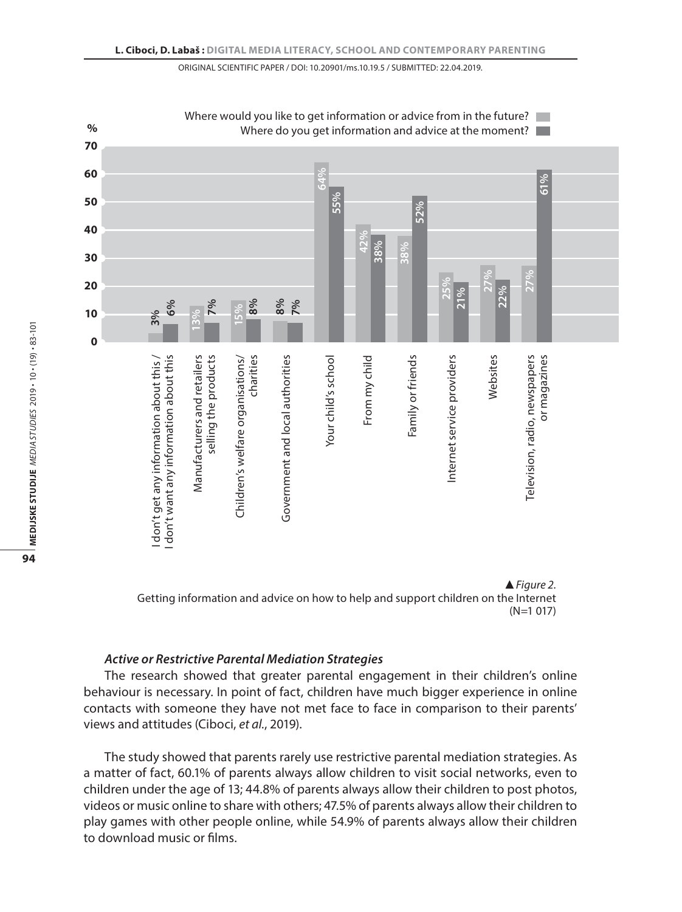| Source | Where would you like to get information or advice from in the future? | Where do you get information and advice at the moment? |
|---|---|---|
| I don't get any information about this / I don't want any information about this | 3% | 6% |
| Manufacturers and retailers selling the products | 13% | 7% |
| Children's welfare organisations/ charities | 15% | 8% |
| Government and local authorities | 8% | 7% |
| Your child's school | 64% | 55% |
| From my child | 42% | 38% |
| Family or friends | 38% | 52% |
| Internet service providers | 25% | 21% |
| Websites | 27% | 22% |
| Television, radio, newspapers or magazines | 27% | 61% |

▲ *Figure 2.*
Getting information and advice on how to help and support children on the Internet (N=1 017)

### *Active or Restrictive Parental Mediation Strategies*

The research showed that greater parental engagement in their children's online behaviour is necessary. In point of fact, children have much bigger experience in online contacts with someone they have not met face to face in comparison to their parents' views and attitudes (Ciboci, *et al.*, 2019).

The study showed that parents rarely use restrictive parental mediation strategies. As a matter of fact, 60.1% of parents always allow children to visit social networks, even to children under the age of 13; 44.8% of parents always allow their children to post photos, videos or music online to share with others; 47.5% of parents always allow their children to play games with other people online, while 54.9% of parents always allow their children to download music or films.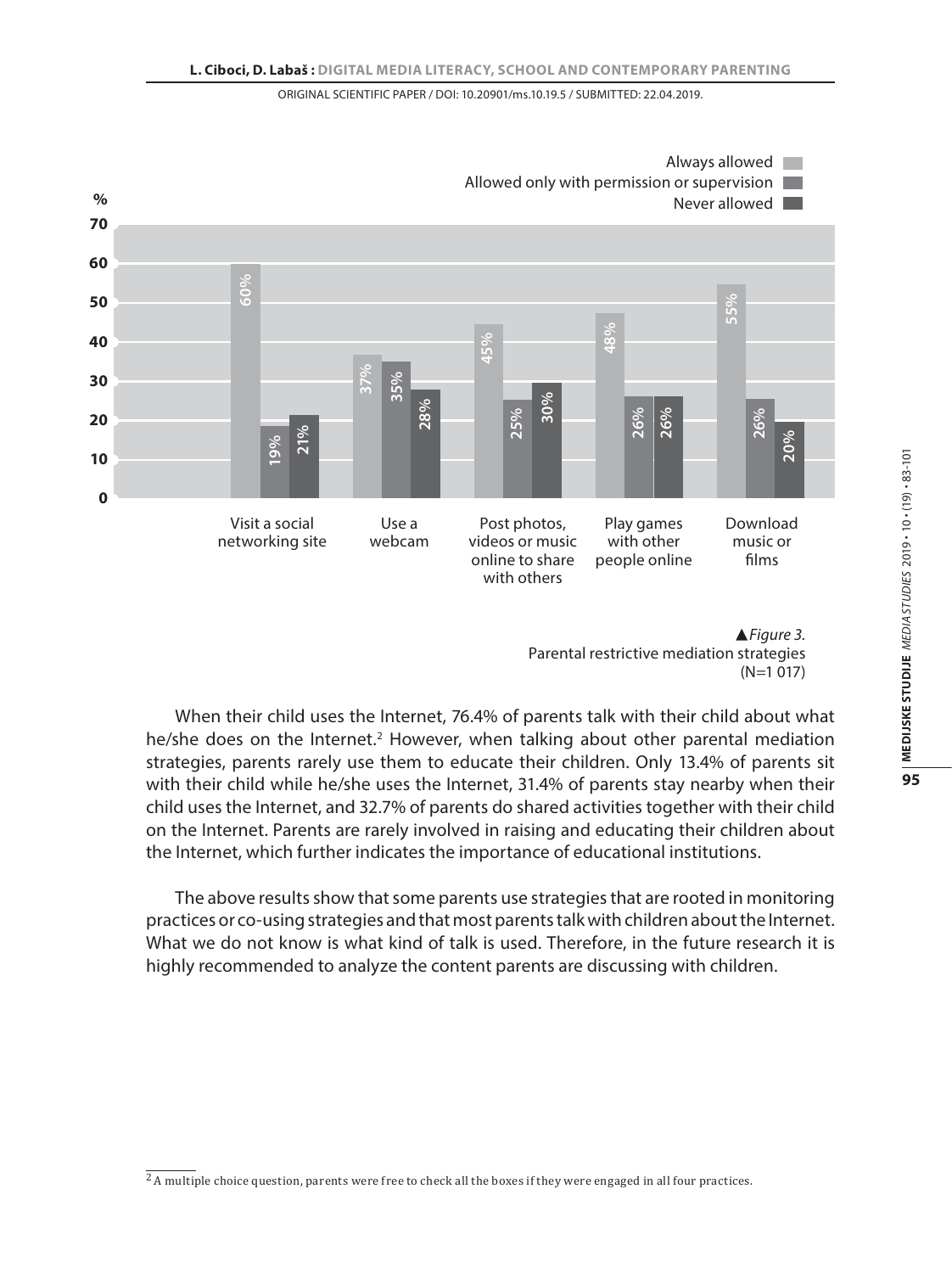| | Always allowed | Allowed only with permission or supervision | Never allowed |
|---|---|---|---|
| Visit a social networking site | 60% | 19% | 21% |
| Use a webcam | 37% | 35% | 28% |
| Post photos, videos or music online to share with others | 45% | 25% | 30% |
| Play games with other people online | 48% | 26% | 26% |
| Download music or films | 55% | 26% | 20% |

▲*Figure 3.*
Parental restrictive mediation strategies
(N=1 017)

When their child uses the Internet, 76.4% of parents talk with their child about what he/she does on the Internet.[2] However, when talking about other parental mediation strategies, parents rarely use them to educate their children. Only 13.4% of parents sit with their child while he/she uses the Internet, 31.4% of parents stay nearby when their child uses the Internet, and 32.7% of parents do shared activities together with their child on the Internet. Parents are rarely involved in raising and educating their children about the Internet, which further indicates the importance of educational institutions.

The above results show that some parents use strategies that are rooted in monitoring practices or co-using strategies and that most parents talk with children about the Internet. What we do not know is what kind of talk is used. Therefore, in the future research it is highly recommended to analyze the content parents are discussing with children.

[2] A multiple choice question, parents were free to check all the boxes if they were engaged in all four practices.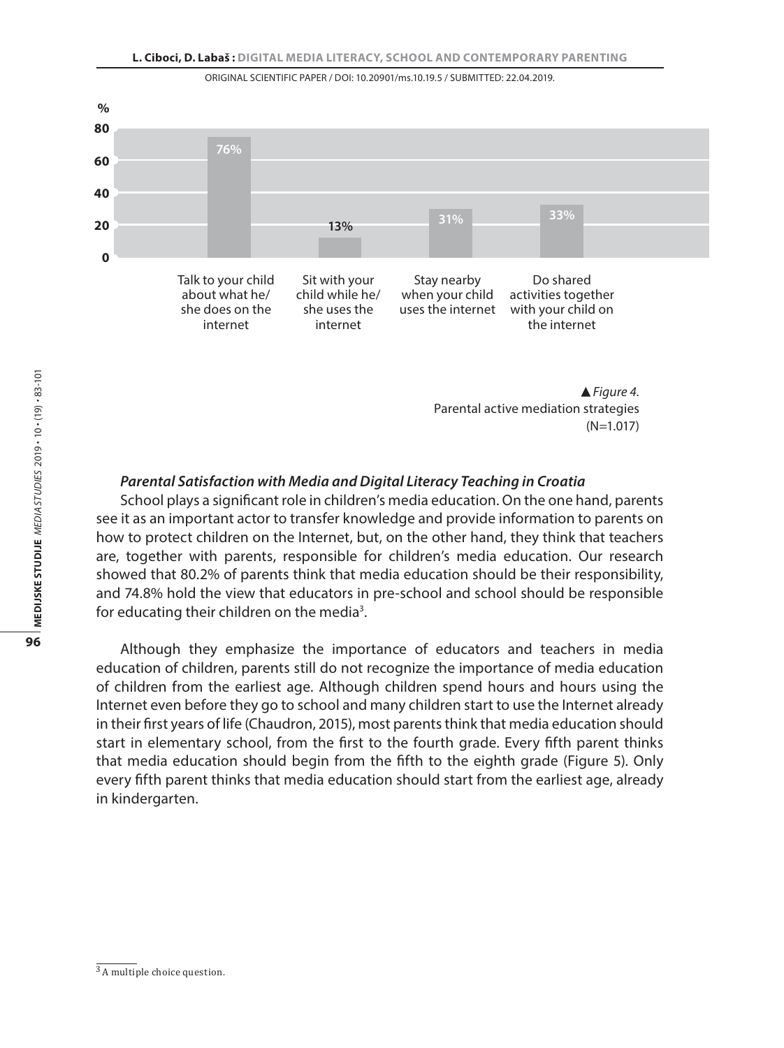▲ *Figure 4.*
Parental active mediation strategies
(N=1.017)

### *Parental Satisfaction with Media and Digital Literacy Teaching in Croatia*

School plays a significant role in children's media education. On the one hand, parents see it as an important actor to transfer knowledge and provide information to parents on how to protect children on the Internet, but, on the other hand, they think that teachers are, together with parents, responsible for children's media education. Our research showed that 80.2% of parents think that media education should be their responsibility, and 74.8% hold the view that educators in pre-school and school should be responsible for educating their children on the media[3].

Although they emphasize the importance of educators and teachers in media education of children, parents still do not recognize the importance of media education of children from the earliest age. Although children spend hours and hours using the Internet even before they go to school and many children start to use the Internet already in their first years of life (Chaudron, 2015), most parents think that media education should start in elementary school, from the first to the fourth grade. Every fifth parent thinks that media education should begin from the fifth to the eighth grade (Figure 5). Only every fifth parent thinks that media education should start from the earliest age, already in kindergarten.

[3] A multiple choice question.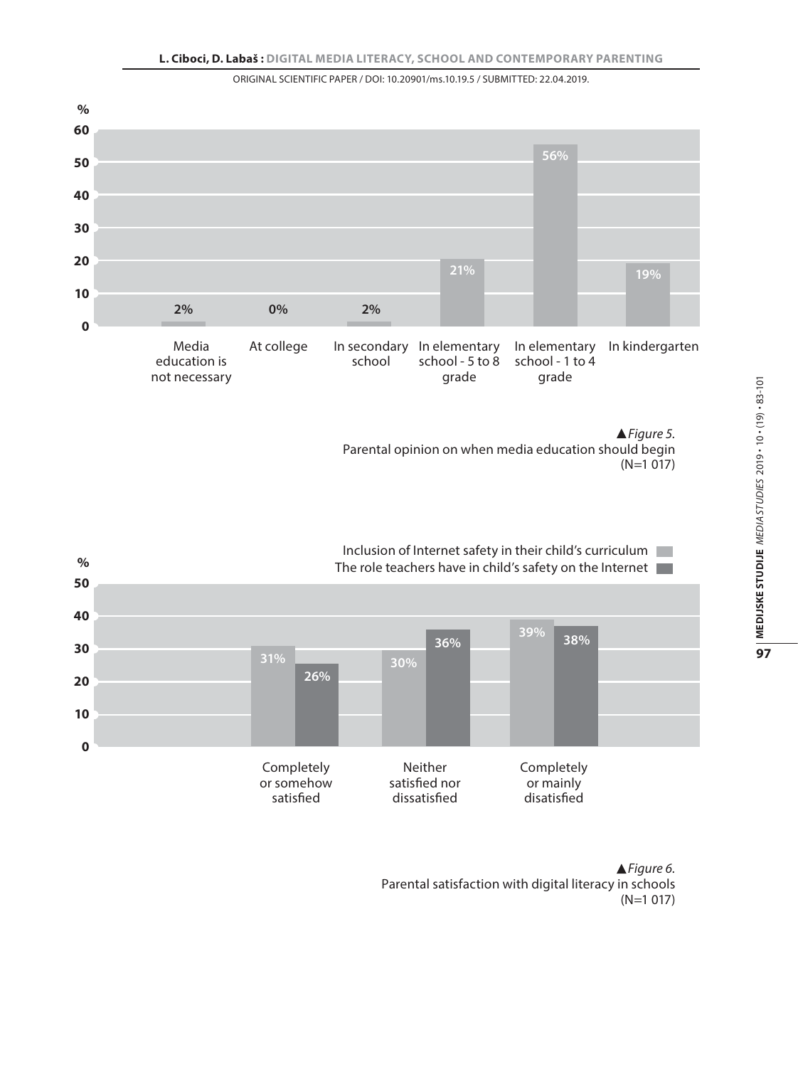| Media education is not necessary | At college | In secondary school | In elementary school - 5 to 8 grade | In elementary school - 1 to 4 grade | In kindergarten |
|---|---|---|---|---|---|
| 2% | 0% | 2% | 21% | 56% | 19% |

▲*Figure 5.*
Parental opinion on when media education should begin (N=1 017)

| | Completely or somehow satisfied | Neither satisfied nor dissatisfied | Completely or mainly disatisfied |
|---|---|---|---|
| Inclusion of Internet safety in their child's curriculum | 31% | 30% | 39% |
| The role teachers have in child's safety on the Internet | 26% | 36% | 38% |

▲*Figure 6.*
Parental satisfaction with digital literacy in schools (N=1 017)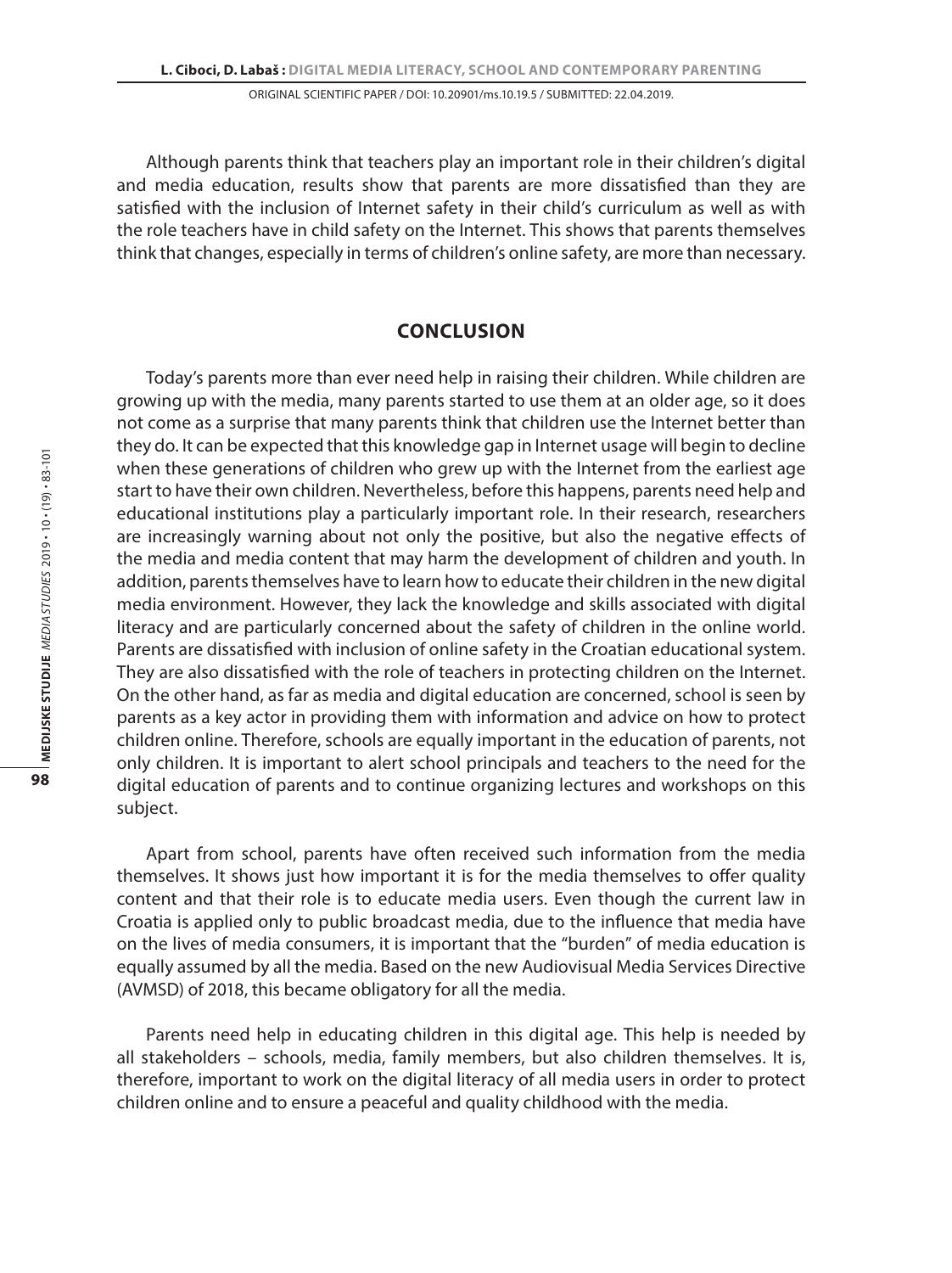Although parents think that teachers play an important role in their children's digital and media education, results show that parents are more dissatisfied than they are satisfied with the inclusion of Internet safety in their child's curriculum as well as with the role teachers have in child safety on the Internet. This shows that parents themselves think that changes, especially in terms of children's online safety, are more than necessary.

## CONCLUSION

Today's parents more than ever need help in raising their children. While children are growing up with the media, many parents started to use them at an older age, so it does not come as a surprise that many parents think that children use the Internet better than they do. It can be expected that this knowledge gap in Internet usage will begin to decline when these generations of children who grew up with the Internet from the earliest age start to have their own children. Nevertheless, before this happens, parents need help and educational institutions play a particularly important role. In their research, researchers are increasingly warning about not only the positive, but also the negative effects of the media and media content that may harm the development of children and youth. In addition, parents themselves have to learn how to educate their children in the new digital media environment. However, they lack the knowledge and skills associated with digital literacy and are particularly concerned about the safety of children in the online world. Parents are dissatisfied with inclusion of online safety in the Croatian educational system. They are also dissatisfied with the role of teachers in protecting children on the Internet. On the other hand, as far as media and digital education are concerned, school is seen by parents as a key actor in providing them with information and advice on how to protect children online. Therefore, schools are equally important in the education of parents, not only children. It is important to alert school principals and teachers to the need for the digital education of parents and to continue organizing lectures and workshops on this subject.

Apart from school, parents have often received such information from the media themselves. It shows just how important it is for the media themselves to offer quality content and that their role is to educate media users. Even though the current law in Croatia is applied only to public broadcast media, due to the influence that media have on the lives of media consumers, it is important that the "burden" of media education is equally assumed by all the media. Based on the new Audiovisual Media Services Directive (AVMSD) of 2018, this became obligatory for all the media.

Parents need help in educating children in this digital age. This help is needed by all stakeholders – schools, media, family members, but also children themselves. It is, therefore, important to work on the digital literacy of all media users in order to protect children online and to ensure a peaceful and quality childhood with the media.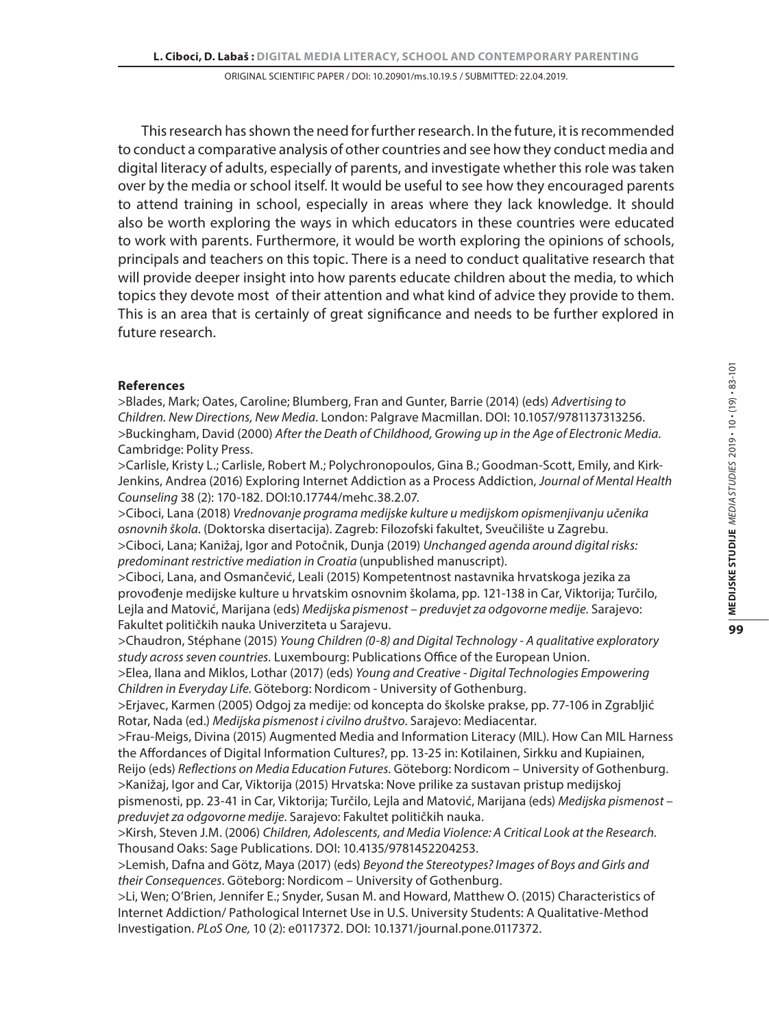This research has shown the need for further research. In the future, it is recommended to conduct a comparative analysis of other countries and see how they conduct media and digital literacy of adults, especially of parents, and investigate whether this role was taken over by the media or school itself. It would be useful to see how they encouraged parents to attend training in school, especially in areas where they lack knowledge. It should also be worth exploring the ways in which educators in these countries were educated to work with parents. Furthermore, it would be worth exploring the opinions of schools, principals and teachers on this topic. There is a need to conduct qualitative research that will provide deeper insight into how parents educate children about the media, to which topics they devote most of their attention and what kind of advice they provide to them. This is an area that is certainly of great significance and needs to be further explored in future research.

**References**

>Blades, Mark; Oates, Caroline; Blumberg, Fran and Gunter, Barrie (2014) (eds) *Advertising to Children. New Directions, New Media*. London: Palgrave Macmillan. DOI: 10.1057/9781137313256.

>Buckingham, David (2000) *After the Death of Childhood, Growing up in the Age of Electronic Media*. Cambridge: Polity Press.

>Carlisle, Kristy L.; Carlisle, Robert M.; Polychronopoulos, Gina B.; Goodman-Scott, Emily, and Kirk-Jenkins, Andrea (2016) Exploring Internet Addiction as a Process Addiction, *Journal of Mental Health Counseling* 38 (2): 170-182. DOI:10.17744/mehc.38.2.07.

>Ciboci, Lana (2018) *Vrednovanje programa medijske kulture u medijskom opismenjivanju učenika osnovnih škola*. (Doktorska disertacija). Zagreb: Filozofski fakultet, Sveučilište u Zagrebu.

>Ciboci, Lana; Kanižaj, Igor and Potočnik, Dunja (2019) *Unchanged agenda around digital risks: predominant restrictive mediation in Croatia* (unpublished manuscript).

>Ciboci, Lana, and Osmančević, Leali (2015) Kompetentnost nastavnika hrvatskoga jezika za provođenje medijske kulture u hrvatskim osnovnim školama, pp. 121-138 in Car, Viktorija; Turčilo, Lejla and Matović, Marijana (eds) *Medijska pismenost – preduvjet za odgovorne medije*. Sarajevo: Fakultet političkih nauka Univerziteta u Sarajevu.

>Chaudron, Stéphane (2015) *Young Children (0-8) and Digital Technology - A qualitative exploratory study across seven countries*. Luxembourg: Publications Office of the European Union.

>Elea, Ilana and Miklos, Lothar (2017) (eds) *Young and Creative - Digital Technologies Empowering Children in Everyday Life*. Göteborg: Nordicom - University of Gothenburg.

>Erjavec, Karmen (2005) Odgoj za medije: od koncepta do školske prakse, pp. 77-106 in Zgrabljić Rotar, Nada (ed.) *Medijska pismenost i civilno društvo*. Sarajevo: Mediacentar.

>Frau-Meigs, Divina (2015) Augmented Media and Information Literacy (MIL). How Can MIL Harness the Affordances of Digital Information Cultures?, pp. 13-25 in: Kotilainen, Sirkku and Kupiainen, Reijo (eds) *Reflections on Media Education Futures*. Göteborg: Nordicom – University of Gothenburg.

>Kanižaj, Igor and Car, Viktorija (2015) Hrvatska: Nove prilike za sustavan pristup medijskoj pismenosti, pp. 23-41 in Car, Viktorija; Turčilo, Lejla and Matović, Marijana (eds) *Medijska pismenost – preduvjet za odgovorne medije*. Sarajevo: Fakultet političkih nauka.

>Kirsh, Steven J.M. (2006) *Children, Adolescents, and Media Violence: A Critical Look at the Research*. Thousand Oaks: Sage Publications. DOI: 10.4135/9781452204253.

>Lemish, Dafna and Götz, Maya (2017) (eds) *Beyond the Stereotypes? Images of Boys and Girls and their Consequences*. Göteborg: Nordicom – University of Gothenburg.

>Li, Wen; O'Brien, Jennifer E.; Snyder, Susan M. and Howard, Matthew O. (2015) Characteristics of Internet Addiction/ Pathological Internet Use in U.S. University Students: A Qualitative-Method Investigation. *PLoS One,* 10 (2): e0117372. DOI: 10.1371/journal.pone.0117372.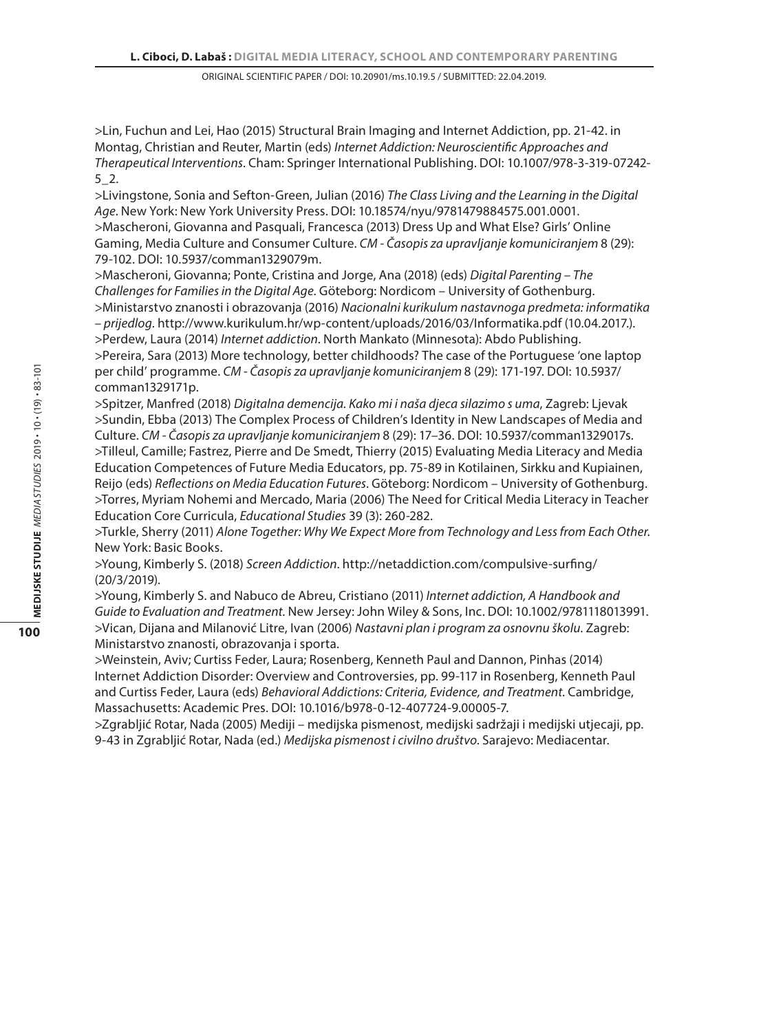>Lin, Fuchun and Lei, Hao (2015) Structural Brain Imaging and Internet Addiction, pp. 21-42. in Montag, Christian and Reuter, Martin (eds) *Internet Addiction: Neuroscientific Approaches and Therapeutical Interventions*. Cham: Springer International Publishing. DOI: 10.1007/978-3-319-07242-5_2.

>Livingstone, Sonia and Sefton-Green, Julian (2016) *The Class Living and the Learning in the Digital Age*. New York: New York University Press. DOI: 10.18574/nyu/9781479884575.001.0001.

>Mascheroni, Giovanna and Pasquali, Francesca (2013) Dress Up and What Else? Girls' Online Gaming, Media Culture and Consumer Culture. *CM - Časopis za upravljanje komuniciranjem* 8 (29): 79-102. DOI: 10.5937/comman1329079m.

>Mascheroni, Giovanna; Ponte, Cristina and Jorge, Ana (2018) (eds) *Digital Parenting – The Challenges for Families in the Digital Age*. Göteborg: Nordicom – University of Gothenburg.

>Ministarstvo znanosti i obrazovanja (2016) *Nacionalni kurikulum nastavnoga predmeta: informatika – prijedlog*. http://www.kurikulum.hr/wp-content/uploads/2016/03/Informatika.pdf (10.04.2017.).

>Perdew, Laura (2014) *Internet addiction*. North Mankato (Minnesota): Abdo Publishing.

>Pereira, Sara (2013) More technology, better childhoods? The case of the Portuguese 'one laptop per child' programme. *CM - Časopis za upravljanje komuniciranjem* 8 (29): 171-197. DOI: 10.5937/comman1329171p.

>Spitzer, Manfred (2018) *Digitalna demencija. Kako mi i naša djeca silazimo s uma*, Zagreb: Ljevak

>Sundin, Ebba (2013) The Complex Process of Children's Identity in New Landscapes of Media and Culture. *CM - Časopis za upravljanje komuniciranjem* 8 (29): 17–36. DOI: 10.5937/comman1329017s.

>Tilleul, Camille; Fastrez, Pierre and De Smedt, Thierry (2015) Evaluating Media Literacy and Media Education Competences of Future Media Educators, pp. 75-89 in Kotilainen, Sirkku and Kupiainen, Reijo (eds) *Reflections on Media Education Futures*. Göteborg: Nordicom – University of Gothenburg.

>Torres, Myriam Nohemi and Mercado, Maria (2006) The Need for Critical Media Literacy in Teacher Education Core Curricula, *Educational Studies* 39 (3): 260-282.

>Turkle, Sherry (2011) *Alone Together: Why We Expect More from Technology and Less from Each Other*. New York: Basic Books.

>Young, Kimberly S. (2018) *Screen Addiction*. http://netaddiction.com/compulsive-surfing/ (20/3/2019).

>Young, Kimberly S. and Nabuco de Abreu, Cristiano (2011) *Internet addiction, A Handbook and Guide to Evaluation and Treatment*. New Jersey: John Wiley & Sons, Inc. DOI: 10.1002/9781118013991.

>Vican, Dijana and Milanović Litre, Ivan (2006) *Nastavni plan i program za osnovnu školu*. Zagreb: Ministarstvo znanosti, obrazovanja i sporta.

>Weinstein, Aviv; Curtiss Feder, Laura; Rosenberg, Kenneth Paul and Dannon, Pinhas (2014) Internet Addiction Disorder: Overview and Controversies, pp. 99-117 in Rosenberg, Kenneth Paul and Curtiss Feder, Laura (eds) *Behavioral Addictions: Criteria, Evidence, and Treatment*. Cambridge, Massachusetts: Academic Pres. DOI: 10.1016/b978-0-12-407724-9.00005-7.

>Zgrabljić Rotar, Nada (2005) Mediji – medijska pismenost, medijski sadržaji i medijski utjecaji, pp. 9-43 in Zgrabljić Rotar, Nada (ed.) *Medijska pismenost i civilno društvo*. Sarajevo: Mediacentar.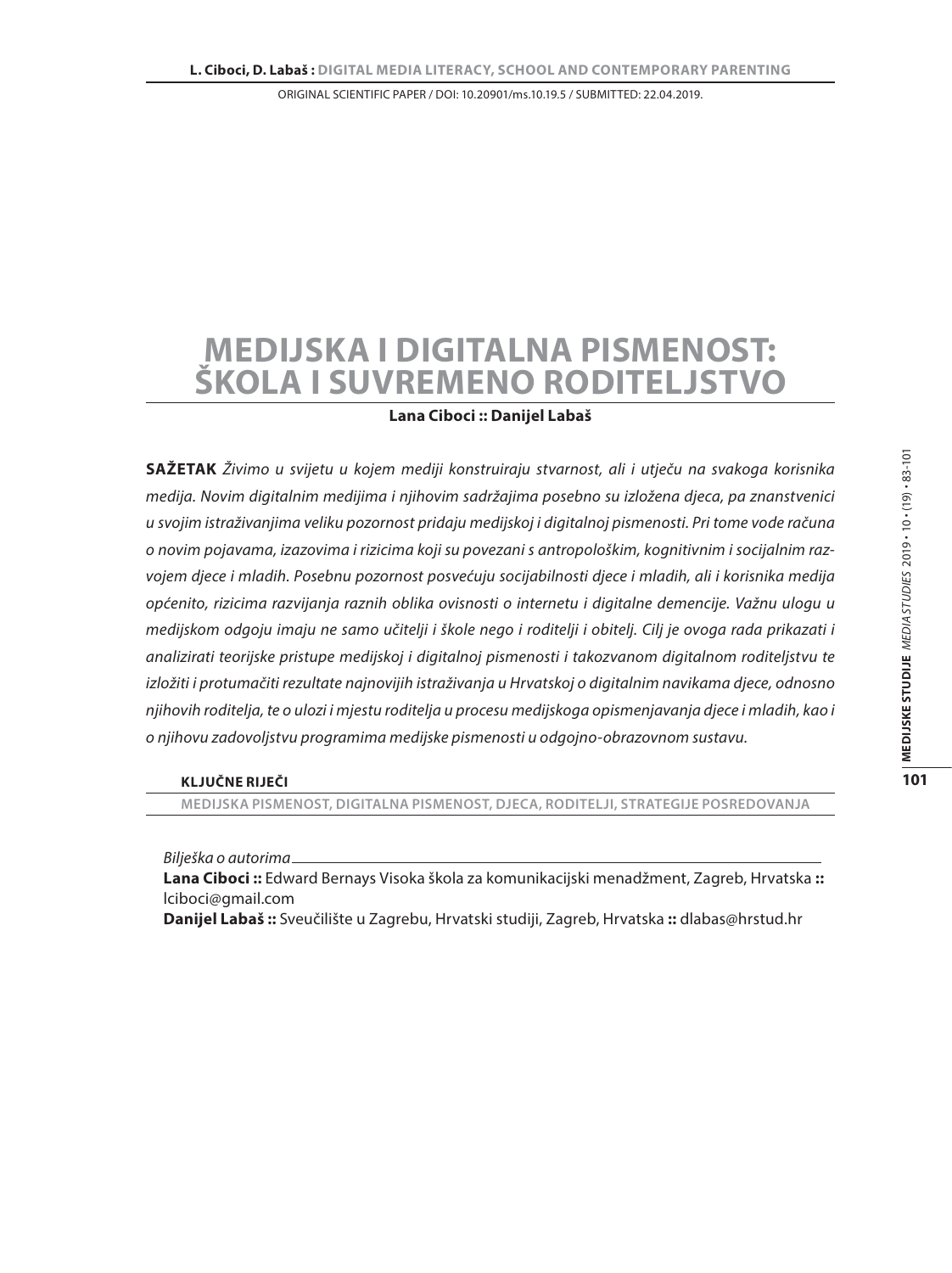# MEDIJSKA I DIGITALNA PISMENOST: ŠKOLA I SUVREMENO RODITELJSTVO

**Lana Ciboci :: Danijel Labaš**

**SAŽETAK** *Živimo u svijetu u kojem mediji konstruiraju stvarnost, ali i utječu na svakoga korisnika medija. Novim digitalnim medijima i njihovim sadržajima posebno su izložena djeca, pa znanstvenici u svojim istraživanjima veliku pozornost pridaju medijskoj i digitalnoj pismenosti. Pri tome vode računa o novim pojavama, izazovima i rizicima koji su povezani s antropološkim, kognitivnim i socijalnim razvojem djece i mladih. Posebnu pozornost posvećuju socijabilnosti djece i mladih, ali i korisnika medija općenito, rizicima razvijanja raznih oblika ovisnosti o internetu i digitalne demencije. Važnu ulogu u medijskom odgoju imaju ne samo učitelji i škole nego i roditelji i obitelj. Cilj je ovoga rada prikazati i analizirati teorijske pristupe medijskoj i digitalnoj pismenosti i takozvanom digitalnom roditeljstvu te izložiti i protumačiti rezultate najnovijih istraživanja u Hrvatskoj o digitalnim navikama djece, odnosno njihovih roditelja, te o ulozi i mjestu roditelja u procesu medijskoga opismenjavanja djece i mladih, kao i o njihovu zadovoljstvu programima medijske pismenosti u odgojno-obrazovnom sustavu.*

**KLJUČNE RIJEČI**

MEDIJSKA PISMENOST, DIGITALNA PISMENOST, DJECA, RODITELJI, STRATEGIJE POSREDOVANJA

*Bilješka o autorima*

**Lana Ciboci ::** Edward Bernays Visoka škola za komunikacijski menadžment, Zagreb, Hrvatska **::** lciboci@gmail.com

**Danijel Labaš ::** Sveučilište u Zagrebu, Hrvatski studiji, Zagreb, Hrvatska **::** dlabas@hrstud.hr